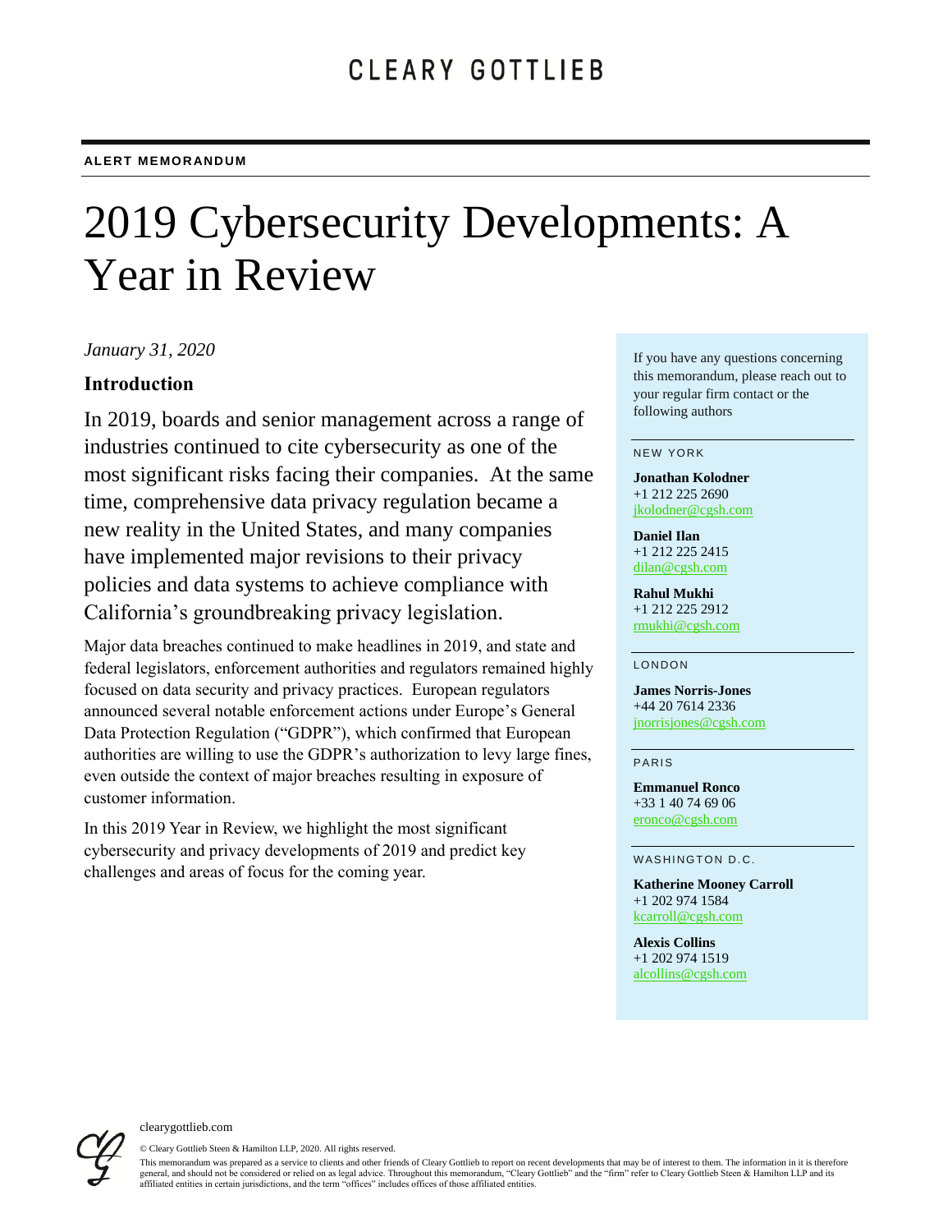CLEARY GOTTLIEB

**ALERT MEMORANDUM**

# 2019 Cybersecurity Developments: A Year in Review

*January 31, 2020*

## Introduction

In 2019, boards and senior management across a range of industries continued to cite cybersecurity as one of the most significant risks facing their companies. At the same time, comprehensive data privacy regulation became a new reality in the United States, and many companies have implemented major revisions to their privacy policies and data systems to achieve compliance with California's groundbreaking privacy legislation.

Major data breaches continued to make headlines in 2019, and state and federal legislators, enforcement authorities and regulators remained highly focused on data security and privacy practices. European regulators announced several notable enforcement actions under Europe's General Data Protection Regulation ("GDPR"), which confirmed that European authorities are willing to use the GDPR's authorization to levy large fines, even outside the context of major breaches resulting in exposure of customer information.

In this 2019 Year in Review, we highlight the most significant cybersecurity and privacy developments of 2019 and predict key challenges and areas of focus for the coming year.

If you have any questions concerning this memorandum, please reach out to your regular firm contact or the following authors

NEW YORK

**Jonathan Kolodner**
+1 212 225 2690
jkolodner@cgsh.com

**Daniel Ilan**
+1 212 225 2415
dilan@cgsh.com

**Rahul Mukhi**
+1 212 225 2912
rmukhi@cgsh.com

LONDON

**James Norris-Jones**
+44 20 7614 2336
jnorrisjones@cgsh.com

PARIS

**Emmanuel Ronco**
+33 1 40 74 69 06
eronco@cgsh.com

WASHINGTON D.C.

**Katherine Mooney Carroll**
+1 202 974 1584
kcarroll@cgsh.com

**Alexis Collins**
+1 202 974 1519
alcollins@cgsh.com

clearygottlieb.com

© Cleary Gottlieb Steen & Hamilton LLP, 2020. All rights reserved.

This memorandum was prepared as a service to clients and other friends of Cleary Gottlieb to report on recent developments that may be of interest to them. The information in it is therefore general, and should not be considered or relied on as legal advice. Throughout this memorandum, "Cleary Gottlieb" and the "firm" refer to Cleary Gottlieb Steen & Hamilton LLP and its affiliated entities in certain jurisdictions, and the term "offices" includes offices of those affiliated entities.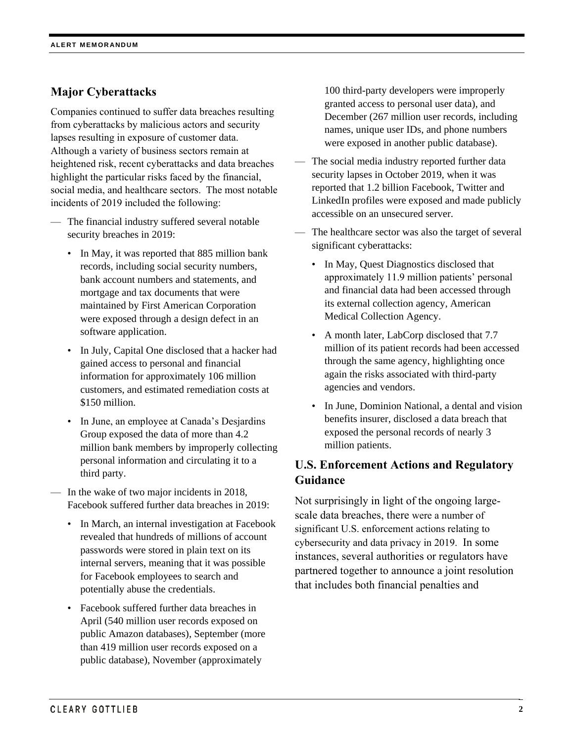## Major Cyberattacks

Companies continued to suffer data breaches resulting from cyberattacks by malicious actors and security lapses resulting in exposure of customer data. Although a variety of business sectors remain at heightened risk, recent cyberattacks and data breaches highlight the particular risks faced by the financial, social media, and healthcare sectors. The most notable incidents of 2019 included the following:

— The financial industry suffered several notable security breaches in 2019:

  - In May, it was reported that 885 million bank records, including social security numbers, bank account numbers and statements, and mortgage and tax documents that were maintained by First American Corporation were exposed through a design defect in an software application.
  - In July, Capital One disclosed that a hacker had gained access to personal and financial information for approximately 106 million customers, and estimated remediation costs at $150 million.
  - In June, an employee at Canada's Desjardins Group exposed the data of more than 4.2 million bank members by improperly collecting personal information and circulating it to a third party.

— In the wake of two major incidents in 2018, Facebook suffered further data breaches in 2019:

  - In March, an internal investigation at Facebook revealed that hundreds of millions of account passwords were stored in plain text on its internal servers, meaning that it was possible for Facebook employees to search and potentially abuse the credentials.
  - Facebook suffered further data breaches in April (540 million user records exposed on public Amazon databases), September (more than 419 million user records exposed on a public database), November (approximately 100 third-party developers were improperly granted access to personal user data), and December (267 million user records, including names, unique user IDs, and phone numbers were exposed in another public database).

— The social media industry reported further data security lapses in October 2019, when it was reported that 1.2 billion Facebook, Twitter and LinkedIn profiles were exposed and made publicly accessible on an unsecured server.

— The healthcare sector was also the target of several significant cyberattacks:

  - In May, Quest Diagnostics disclosed that approximately 11.9 million patients' personal and financial data had been accessed through its external collection agency, American Medical Collection Agency.
  - A month later, LabCorp disclosed that 7.7 million of its patient records had been accessed through the same agency, highlighting once again the risks associated with third-party agencies and vendors.
  - In June, Dominion National, a dental and vision benefits insurer, disclosed a data breach that exposed the personal records of nearly 3 million patients.

## U.S. Enforcement Actions and Regulatory Guidance

Not surprisingly in light of the ongoing large-scale data breaches, there were a number of significant U.S. enforcement actions relating to cybersecurity and data privacy in 2019. In some instances, several authorities or regulators have partnered together to announce a joint resolution that includes both financial penalties and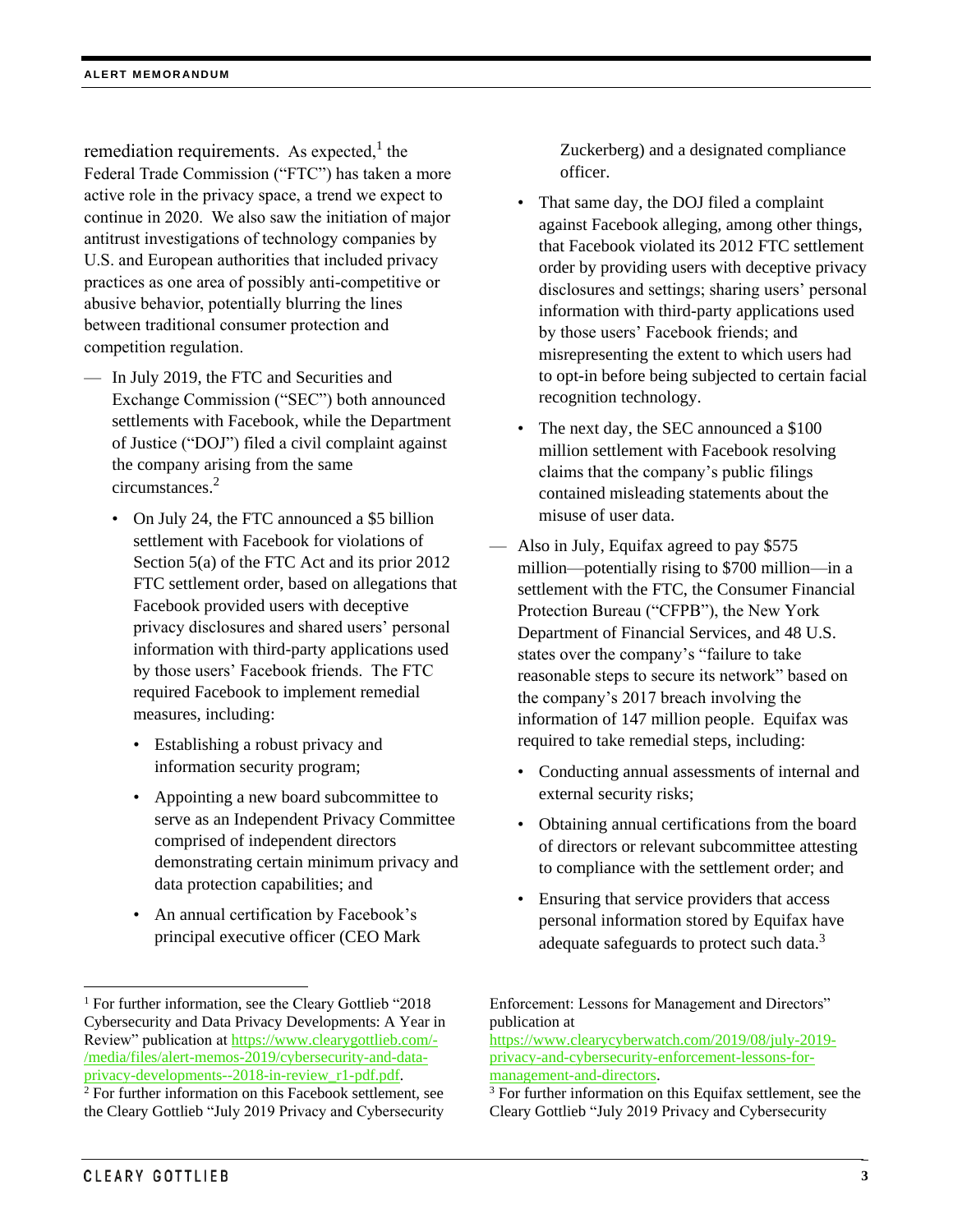remediation requirements. As expected,[1] the Federal Trade Commission ("FTC") has taken a more active role in the privacy space, a trend we expect to continue in 2020. We also saw the initiation of major antitrust investigations of technology companies by U.S. and European authorities that included privacy practices as one area of possibly anti-competitive or abusive behavior, potentially blurring the lines between traditional consumer protection and competition regulation.

— In July 2019, the FTC and Securities and Exchange Commission ("SEC") both announced settlements with Facebook, while the Department of Justice ("DOJ") filed a civil complaint against the company arising from the same circumstances.[2]

  - On July 24, the FTC announced a $5 billion settlement with Facebook for violations of Section 5(a) of the FTC Act and its prior 2012 FTC settlement order, based on allegations that Facebook provided users with deceptive privacy disclosures and shared users' personal information with third-party applications used by those users' Facebook friends. The FTC required Facebook to implement remedial measures, including:
    - Establishing a robust privacy and information security program;
    - Appointing a new board subcommittee to serve as an Independent Privacy Committee comprised of independent directors demonstrating certain minimum privacy and data protection capabilities; and
    - An annual certification by Facebook's principal executive officer (CEO Mark Zuckerberg) and a designated compliance officer.
  - That same day, the DOJ filed a complaint against Facebook alleging, among other things, that Facebook violated its 2012 FTC settlement order by providing users with deceptive privacy disclosures and settings; sharing users' personal information with third-party applications used by those users' Facebook friends; and misrepresenting the extent to which users had to opt-in before being subjected to certain facial recognition technology.
  - The next day, the SEC announced a $100 million settlement with Facebook resolving claims that the company's public filings contained misleading statements about the misuse of user data.

— Also in July, Equifax agreed to pay $575 million—potentially rising to $700 million—in a settlement with the FTC, the Consumer Financial Protection Bureau ("CFPB"), the New York Department of Financial Services, and 48 U.S. states over the company's "failure to take reasonable steps to secure its network" based on the company's 2017 breach involving the information of 147 million people. Equifax was required to take remedial steps, including:

  - Conducting annual assessments of internal and external security risks;
  - Obtaining annual certifications from the board of directors or relevant subcommittee attesting to compliance with the settlement order; and
  - Ensuring that service providers that access personal information stored by Equifax have adequate safeguards to protect such data.[3]

---

[1] For further information, see the Cleary Gottlieb "2018 Cybersecurity and Data Privacy Developments: A Year in Review" publication at https://www.clearygottlieb.com/-/media/files/alert-memos-2019/cybersecurity-and-data-privacy-developments--2018-in-review_r1-pdf.pdf.

[2] For further information on this Facebook settlement, see the Cleary Gottlieb "July 2019 Privacy and Cybersecurity Enforcement: Lessons for Management and Directors" publication at https://www.clearycyberwatch.com/2019/08/july-2019-privacy-and-cybersecurity-enforcement-lessons-for-management-and-directors.

[3] For further information on this Equifax settlement, see the Cleary Gottlieb "July 2019 Privacy and Cybersecurity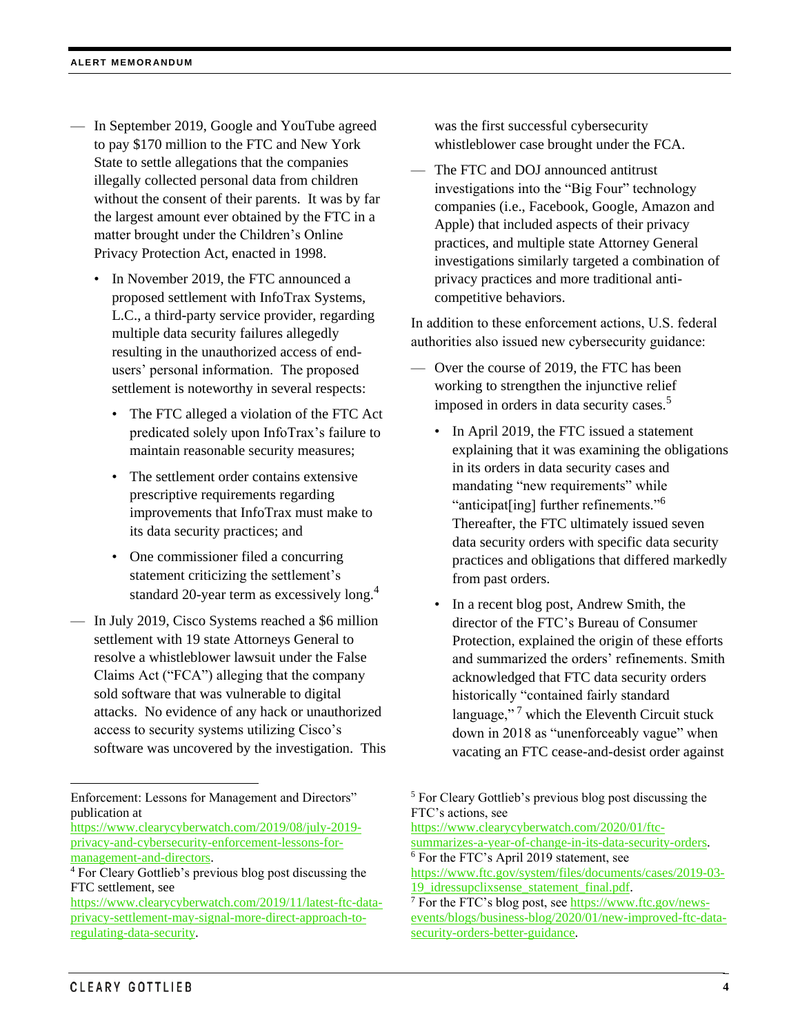- In September 2019, Google and YouTube agreed to pay $170 million to the FTC and New York State to settle allegations that the companies illegally collected personal data from children without the consent of their parents. It was by far the largest amount ever obtained by the FTC in a matter brought under the Children's Online Privacy Protection Act, enacted in 1998.
  - In November 2019, the FTC announced a proposed settlement with InfoTrax Systems, L.C., a third-party service provider, regarding multiple data security failures allegedly resulting in the unauthorized access of end-users' personal information. The proposed settlement is noteworthy in several respects:
    - The FTC alleged a violation of the FTC Act predicated solely upon InfoTrax's failure to maintain reasonable security measures;
    - The settlement order contains extensive prescriptive requirements regarding improvements that InfoTrax must make to its data security practices; and
    - One commissioner filed a concurring statement criticizing the settlement's standard 20-year term as excessively long.[4]
- In July 2019, Cisco Systems reached a $6 million settlement with 19 state Attorneys General to resolve a whistleblower lawsuit under the False Claims Act ("FCA") alleging that the company sold software that was vulnerable to digital attacks. No evidence of any hack or unauthorized access to security systems utilizing Cisco's software was uncovered by the investigation. This was the first successful cybersecurity whistleblower case brought under the FCA.
- The FTC and DOJ announced antitrust investigations into the "Big Four" technology companies (i.e., Facebook, Google, Amazon and Apple) that included aspects of their privacy practices, and multiple state Attorney General investigations similarly targeted a combination of privacy practices and more traditional anti-competitive behaviors.

In addition to these enforcement actions, U.S. federal authorities also issued new cybersecurity guidance:

- Over the course of 2019, the FTC has been working to strengthen the injunctive relief imposed in orders in data security cases.[5]
  - In April 2019, the FTC issued a statement explaining that it was examining the obligations in its orders in data security cases and mandating "new requirements" while "anticipat[ing] further refinements."[6] Thereafter, the FTC ultimately issued seven data security orders with specific data security practices and obligations that differed markedly from past orders.
  - In a recent blog post, Andrew Smith, the director of the FTC's Bureau of Consumer Protection, explained the origin of these efforts and summarized the orders' refinements. Smith acknowledged that FTC data security orders historically "contained fairly standard language,"[7] which the Eleventh Circuit stuck down in 2018 as "unenforceably vague" when vacating an FTC cease-and-desist order against

---

Enforcement: Lessons for Management and Directors" publication at https://www.clearycyberwatch.com/2019/08/july-2019-privacy-and-cybersecurity-enforcement-lessons-for-management-and-directors.

[4] For Cleary Gottlieb's previous blog post discussing the FTC settlement, see https://www.clearycyberwatch.com/2019/11/latest-ftc-data-privacy-settlement-may-signal-more-direct-approach-to-regulating-data-security.

[5] For Cleary Gottlieb's previous blog post discussing the FTC's actions, see https://www.clearycyberwatch.com/2020/01/ftc-summarizes-a-year-of-change-in-its-data-security-orders.

[6] For the FTC's April 2019 statement, see https://www.ftc.gov/system/files/documents/cases/2019-03-19_idressupclixsense_statement_final.pdf.

[7] For the FTC's blog post, see https://www.ftc.gov/news-events/blogs/business-blog/2020/01/new-improved-ftc-data-security-orders-better-guidance.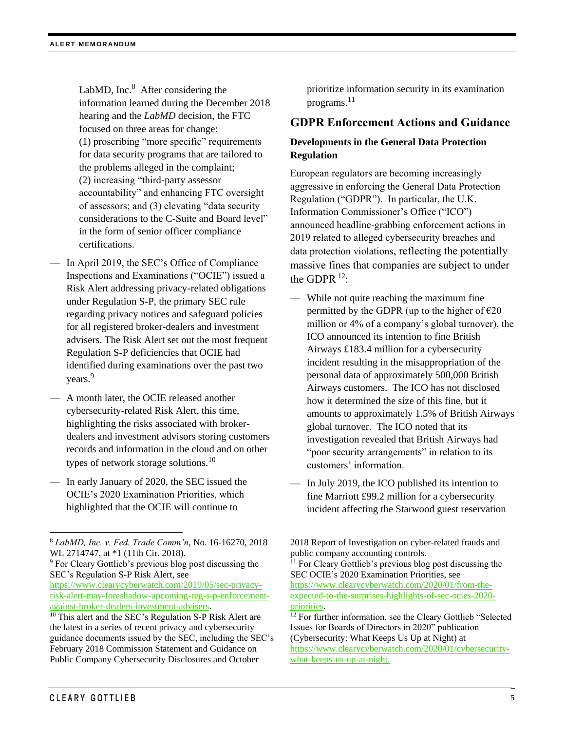LabMD, Inc.[8] After considering the information learned during the December 2018 hearing and the *LabMD* decision, the FTC focused on three areas for change: (1) proscribing "more specific" requirements for data security programs that are tailored to the problems alleged in the complaint; (2) increasing "third-party assessor accountability" and enhancing FTC oversight of assessors; and (3) elevating "data security considerations to the C-Suite and Board level" in the form of senior officer compliance certifications.

— In April 2019, the SEC's Office of Compliance Inspections and Examinations ("OCIE") issued a Risk Alert addressing privacy-related obligations under Regulation S-P, the primary SEC rule regarding privacy notices and safeguard policies for all registered broker-dealers and investment advisers. The Risk Alert set out the most frequent Regulation S-P deficiencies that OCIE had identified during examinations over the past two years.[9]

— A month later, the OCIE released another cybersecurity-related Risk Alert, this time, highlighting the risks associated with broker-dealers and investment advisors storing customers records and information in the cloud and on other types of network storage solutions.[10]

— In early January of 2020, the SEC issued the OCIE's 2020 Examination Priorities, which highlighted that the OCIE will continue to prioritize information security in its examination programs.[11]

## GDPR Enforcement Actions and Guidance

### Developments in the General Data Protection Regulation

European regulators are becoming increasingly aggressive in enforcing the General Data Protection Regulation ("GDPR"). In particular, the U.K. Information Commissioner's Office ("ICO") announced headline-grabbing enforcement actions in 2019 related to alleged cybersecurity breaches and data protection violations, reflecting the potentially massive fines that companies are subject to under the GDPR [12]:

— While not quite reaching the maximum fine permitted by the GDPR (up to the higher of €20 million or 4% of a company's global turnover), the ICO announced its intention to fine British Airways £183.4 million for a cybersecurity incident resulting in the misappropriation of the personal data of approximately 500,000 British Airways customers. The ICO has not disclosed how it determined the size of this fine, but it amounts to approximately 1.5% of British Airways global turnover. The ICO noted that its investigation revealed that British Airways had "poor security arrangements" in relation to its customers' information.

— In July 2019, the ICO published its intention to fine Marriott £99.2 million for a cybersecurity incident affecting the Starwood guest reservation

---

[8] *LabMD, Inc. v. Fed. Trade Comm'n*, No. 16-16270, 2018 WL 2714747, at *1 (11th Cir. 2018).

[9] For Cleary Gottlieb's previous blog post discussing the SEC's Regulation S-P Risk Alert, see https://www.clearycyberwatch.com/2019/05/sec-privacy-risk-alert-may-foreshadow-upcoming-reg-s-p-enforcement-against-broker-dealers-investment-advisers.

[10] This alert and the SEC's Regulation S-P Risk Alert are the latest in a series of recent privacy and cybersecurity guidance documents issued by the SEC, including the SEC's February 2018 Commission Statement and Guidance on Public Company Cybersecurity Disclosures and October 2018 Report of Investigation on cyber-related frauds and public company accounting controls.

[11] For Cleary Gottlieb's previous blog post discussing the SEC OCIE's 2020 Examination Priorities, see https://www.clearycyberwatch.com/2020/01/from-the-expected-to-the-surprises-highlights-of-sec-ocies-2020-priorities.

[12] For further information, see the Cleary Gottlieb "Selected Issues for Boards of Directors in 2020" publication (Cybersecurity: What Keeps Us Up at Night) at https://www.clearycyberwatch.com/2020/01/cybersecurity-what-keeps-us-up-at-night.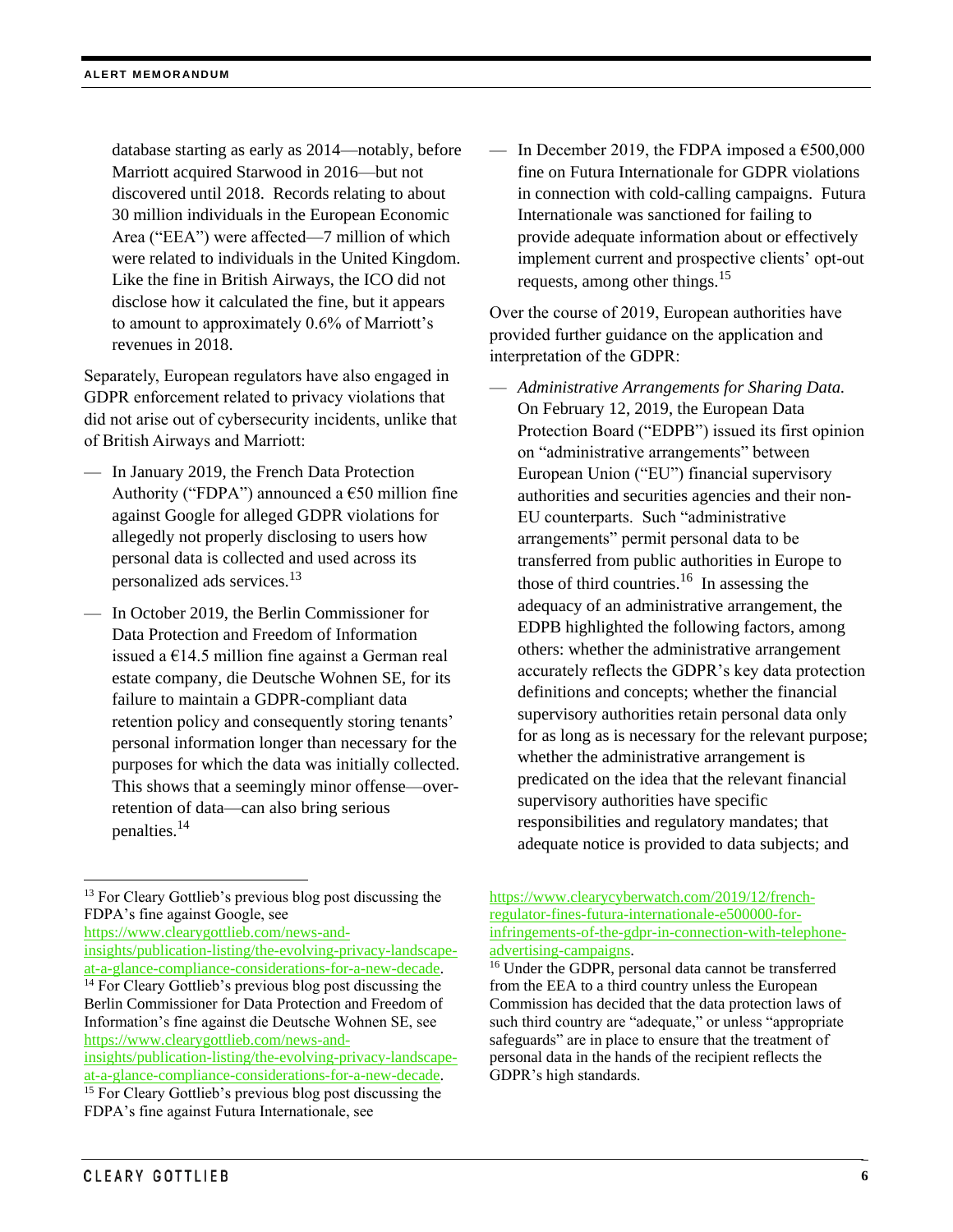database starting as early as 2014—notably, before Marriott acquired Starwood in 2016—but not discovered until 2018. Records relating to about 30 million individuals in the European Economic Area ("EEA") were affected—7 million of which were related to individuals in the United Kingdom. Like the fine in British Airways, the ICO did not disclose how it calculated the fine, but it appears to amount to approximately 0.6% of Marriott's revenues in 2018.

Separately, European regulators have also engaged in GDPR enforcement related to privacy violations that did not arise out of cybersecurity incidents, unlike that of British Airways and Marriott:

— In January 2019, the French Data Protection Authority ("FDPA") announced a €50 million fine against Google for alleged GDPR violations for allegedly not properly disclosing to users how personal data is collected and used across its personalized ads services.[13]

— In October 2019, the Berlin Commissioner for Data Protection and Freedom of Information issued a €14.5 million fine against a German real estate company, die Deutsche Wohnen SE, for its failure to maintain a GDPR-compliant data retention policy and consequently storing tenants' personal information longer than necessary for the purposes for which the data was initially collected. This shows that a seemingly minor offense—over-retention of data—can also bring serious penalties.[14]

— In December 2019, the FDPA imposed a €500,000 fine on Futura Internationale for GDPR violations in connection with cold-calling campaigns. Futura Internationale was sanctioned for failing to provide adequate information about or effectively implement current and prospective clients' opt-out requests, among other things.[15]

Over the course of 2019, European authorities have provided further guidance on the application and interpretation of the GDPR:

— *Administrative Arrangements for Sharing Data.* On February 12, 2019, the European Data Protection Board ("EDPB") issued its first opinion on "administrative arrangements" between European Union ("EU") financial supervisory authorities and securities agencies and their non-EU counterparts. Such "administrative arrangements" permit personal data to be transferred from public authorities in Europe to those of third countries.[16] In assessing the adequacy of an administrative arrangement, the EDPB highlighted the following factors, among others: whether the administrative arrangement accurately reflects the GDPR's key data protection definitions and concepts; whether the financial supervisory authorities retain personal data only for as long as is necessary for the relevant purpose; whether the administrative arrangement is predicated on the idea that the relevant financial supervisory authorities have specific responsibilities and regulatory mandates; that adequate notice is provided to data subjects; and

---

[13] For Cleary Gottlieb's previous blog post discussing the FDPA's fine against Google, see https://www.clearygottlieb.com/news-and-insights/publication-listing/the-evolving-privacy-landscape-at-a-glance-compliance-considerations-for-a-new-decade.

[14] For Cleary Gottlieb's previous blog post discussing the Berlin Commissioner for Data Protection and Freedom of Information's fine against die Deutsche Wohnen SE, see https://www.clearygottlieb.com/news-and-insights/publication-listing/the-evolving-privacy-landscape-at-a-glance-compliance-considerations-for-a-new-decade.

[15] For Cleary Gottlieb's previous blog post discussing the FDPA's fine against Futura Internationale, see https://www.clearycyberwatch.com/2019/12/french-regulator-fines-futura-internationale-e500000-for-infringements-of-the-gdpr-in-connection-with-telephone-advertising-campaigns.

[16] Under the GDPR, personal data cannot be transferred from the EEA to a third country unless the European Commission has decided that the data protection laws of such third country are "adequate," or unless "appropriate safeguards" are in place to ensure that the treatment of personal data in the hands of the recipient reflects the GDPR's high standards.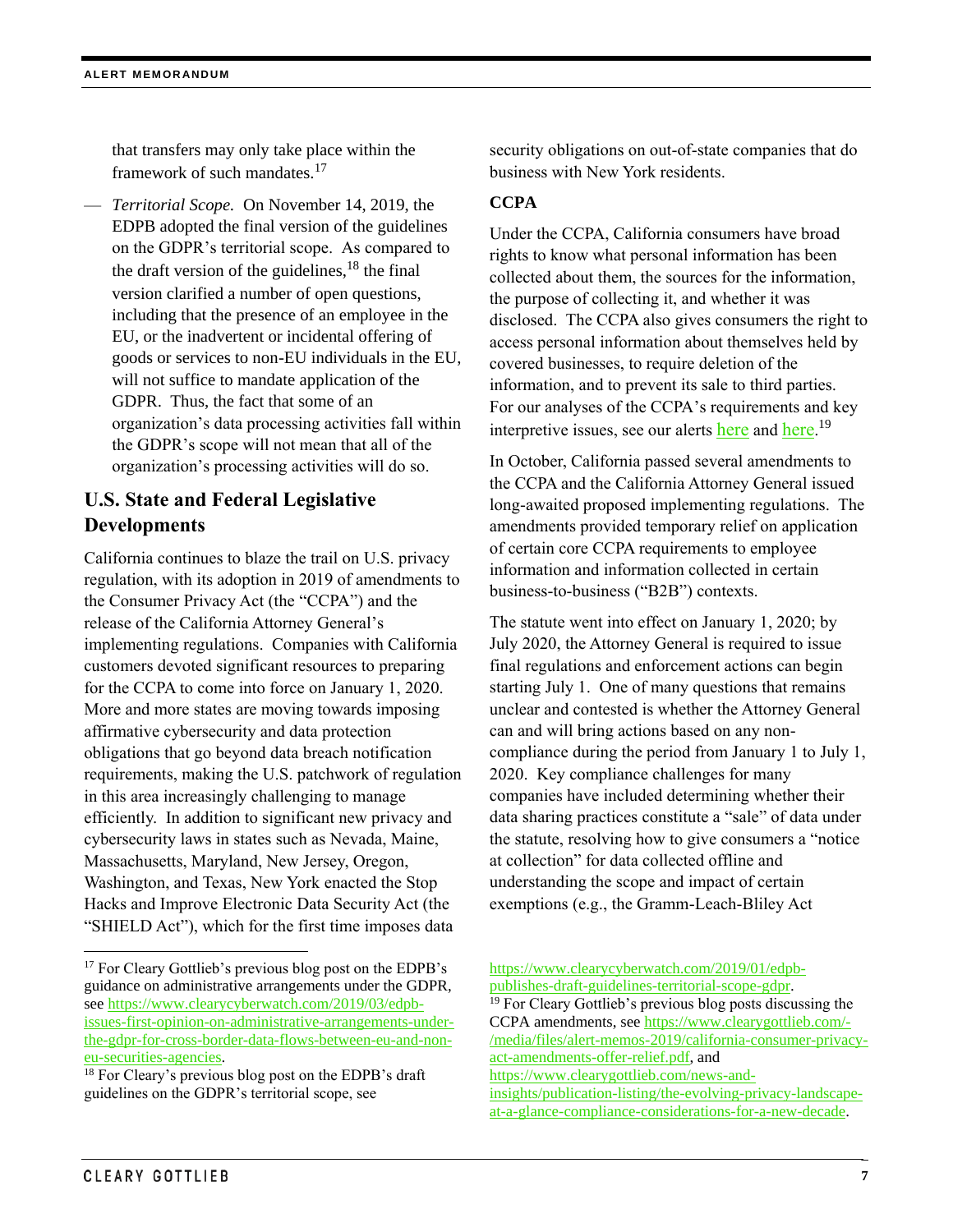that transfers may only take place within the framework of such mandates.[17]

— *Territorial Scope.* On November 14, 2019, the EDPB adopted the final version of the guidelines on the GDPR's territorial scope. As compared to the draft version of the guidelines,[18] the final version clarified a number of open questions, including that the presence of an employee in the EU, or the inadvertent or incidental offering of goods or services to non-EU individuals in the EU, will not suffice to mandate application of the GDPR. Thus, the fact that some of an organization's data processing activities fall within the GDPR's scope will not mean that all of the organization's processing activities will do so.

## U.S. State and Federal Legislative Developments

California continues to blaze the trail on U.S. privacy regulation, with its adoption in 2019 of amendments to the Consumer Privacy Act (the "CCPA") and the release of the California Attorney General's implementing regulations. Companies with California customers devoted significant resources to preparing for the CCPA to come into force on January 1, 2020. More and more states are moving towards imposing affirmative cybersecurity and data protection obligations that go beyond data breach notification requirements, making the U.S. patchwork of regulation in this area increasingly challenging to manage efficiently. In addition to significant new privacy and cybersecurity laws in states such as Nevada, Maine, Massachusetts, Maryland, New Jersey, Oregon, Washington, and Texas, New York enacted the Stop Hacks and Improve Electronic Data Security Act (the "SHIELD Act"), which for the first time imposes data security obligations on out-of-state companies that do business with New York residents.

### CCPA

Under the CCPA, California consumers have broad rights to know what personal information has been collected about them, the sources for the information, the purpose of collecting it, and whether it was disclosed. The CCPA also gives consumers the right to access personal information about themselves held by covered businesses, to require deletion of the information, and to prevent its sale to third parties. For our analyses of the CCPA's requirements and key interpretive issues, see our alerts here and here.[19]

In October, California passed several amendments to the CCPA and the California Attorney General issued long-awaited proposed implementing regulations. The amendments provided temporary relief on application of certain core CCPA requirements to employee information and information collected in certain business-to-business ("B2B") contexts.

The statute went into effect on January 1, 2020; by July 2020, the Attorney General is required to issue final regulations and enforcement actions can begin starting July 1. One of many questions that remains unclear and contested is whether the Attorney General can and will bring actions based on any non-compliance during the period from January 1 to July 1, 2020. Key compliance challenges for many companies have included determining whether their data sharing practices constitute a "sale" of data under the statute, resolving how to give consumers a "notice at collection" for data collected offline and understanding the scope and impact of certain exemptions (e.g., the Gramm-Leach-Bliley Act

---

[17] For Cleary Gottlieb's previous blog post on the EDPB's guidance on administrative arrangements under the GDPR, see https://www.clearycyberwatch.com/2019/03/edpb-issues-first-opinion-on-administrative-arrangements-under-the-gdpr-for-cross-border-data-flows-between-eu-and-non-eu-securities-agencies.

[18] For Cleary's previous blog post on the EDPB's draft guidelines on the GDPR's territorial scope, see https://www.clearycyberwatch.com/2019/01/edpb-publishes-draft-guidelines-territorial-scope-gdpr.

[19] For Cleary Gottlieb's previous blog posts discussing the CCPA amendments, see https://www.clearygottlieb.com/-/media/files/alert-memos-2019/california-consumer-privacy-act-amendments-offer-relief.pdf, and https://www.clearygottlieb.com/news-and-insights/publication-listing/the-evolving-privacy-landscape-at-a-glance-compliance-considerations-for-a-new-decade.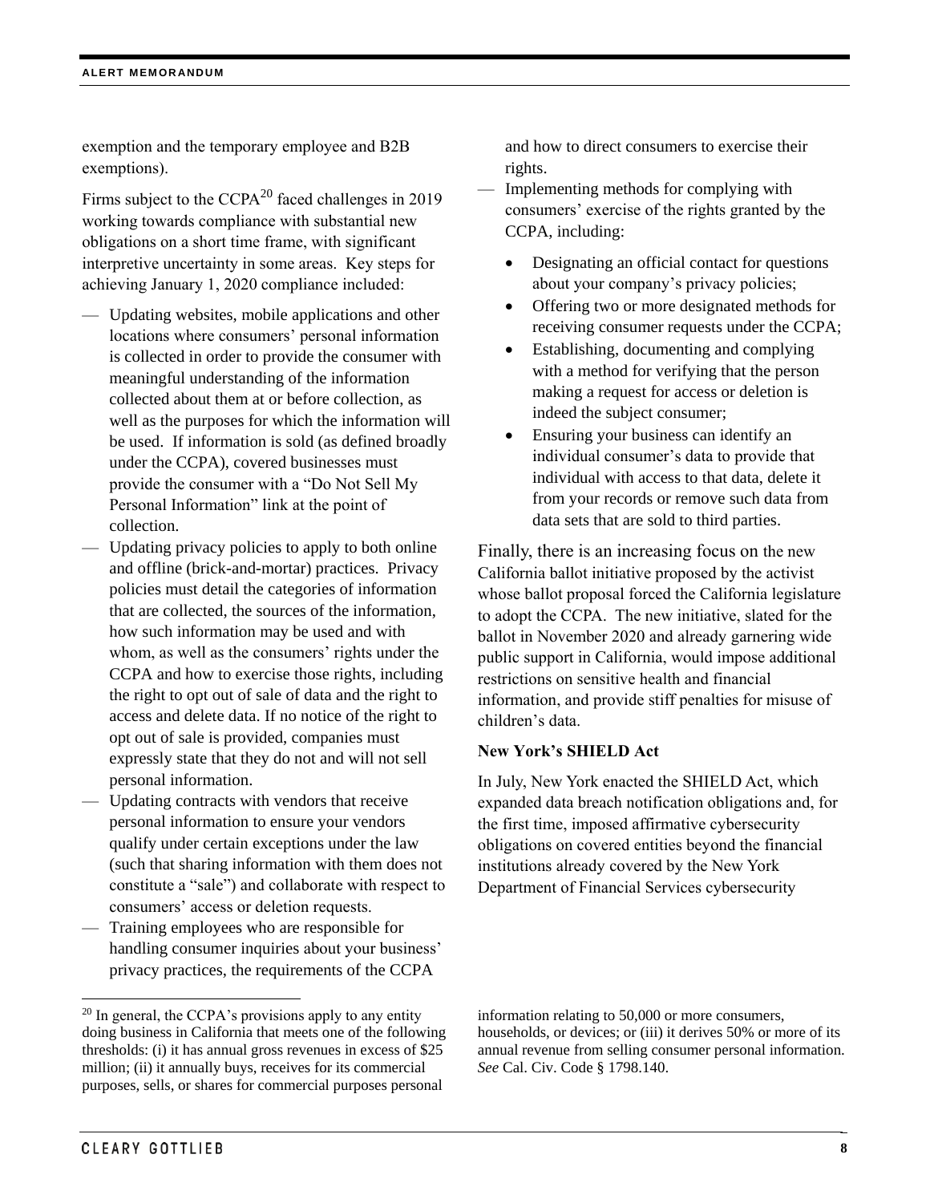exemption and the temporary employee and B2B exemptions).

Firms subject to the CCPA[20] faced challenges in 2019 working towards compliance with substantial new obligations on a short time frame, with significant interpretive uncertainty in some areas. Key steps for achieving January 1, 2020 compliance included:

- Updating websites, mobile applications and other locations where consumers' personal information is collected in order to provide the consumer with meaningful understanding of the information collected about them at or before collection, as well as the purposes for which the information will be used. If information is sold (as defined broadly under the CCPA), covered businesses must provide the consumer with a "Do Not Sell My Personal Information" link at the point of collection.
- Updating privacy policies to apply to both online and offline (brick-and-mortar) practices. Privacy policies must detail the categories of information that are collected, the sources of the information, how such information may be used and with whom, as well as the consumers' rights under the CCPA and how to exercise those rights, including the right to opt out of sale of data and the right to access and delete data. If no notice of the right to opt out of sale is provided, companies must expressly state that they do not and will not sell personal information.
- Updating contracts with vendors that receive personal information to ensure your vendors qualify under certain exceptions under the law (such that sharing information with them does not constitute a "sale") and collaborate with respect to consumers' access or deletion requests.
- Training employees who are responsible for handling consumer inquiries about your business' privacy practices, the requirements of the CCPA and how to direct consumers to exercise their rights.
- Implementing methods for complying with consumers' exercise of the rights granted by the CCPA, including:
  - Designating an official contact for questions about your company's privacy policies;
  - Offering two or more designated methods for receiving consumer requests under the CCPA;
  - Establishing, documenting and complying with a method for verifying that the person making a request for access or deletion is indeed the subject consumer;
  - Ensuring your business can identify an individual consumer's data to provide that individual with access to that data, delete it from your records or remove such data from data sets that are sold to third parties.

Finally, there is an increasing focus on the new California ballot initiative proposed by the activist whose ballot proposal forced the California legislature to adopt the CCPA. The new initiative, slated for the ballot in November 2020 and already garnering wide public support in California, would impose additional restrictions on sensitive health and financial information, and provide stiff penalties for misuse of children's data.

**New York's SHIELD Act**

In July, New York enacted the SHIELD Act, which expanded data breach notification obligations and, for the first time, imposed affirmative cybersecurity obligations on covered entities beyond the financial institutions already covered by the New York Department of Financial Services cybersecurity

[20] In general, the CCPA's provisions apply to any entity doing business in California that meets one of the following thresholds: (i) it has annual gross revenues in excess of $25 million; (ii) it annually buys, receives for its commercial purposes, sells, or shares for commercial purposes personal information relating to 50,000 or more consumers, households, or devices; or (iii) it derives 50% or more of its annual revenue from selling consumer personal information. *See* Cal. Civ. Code § 1798.140.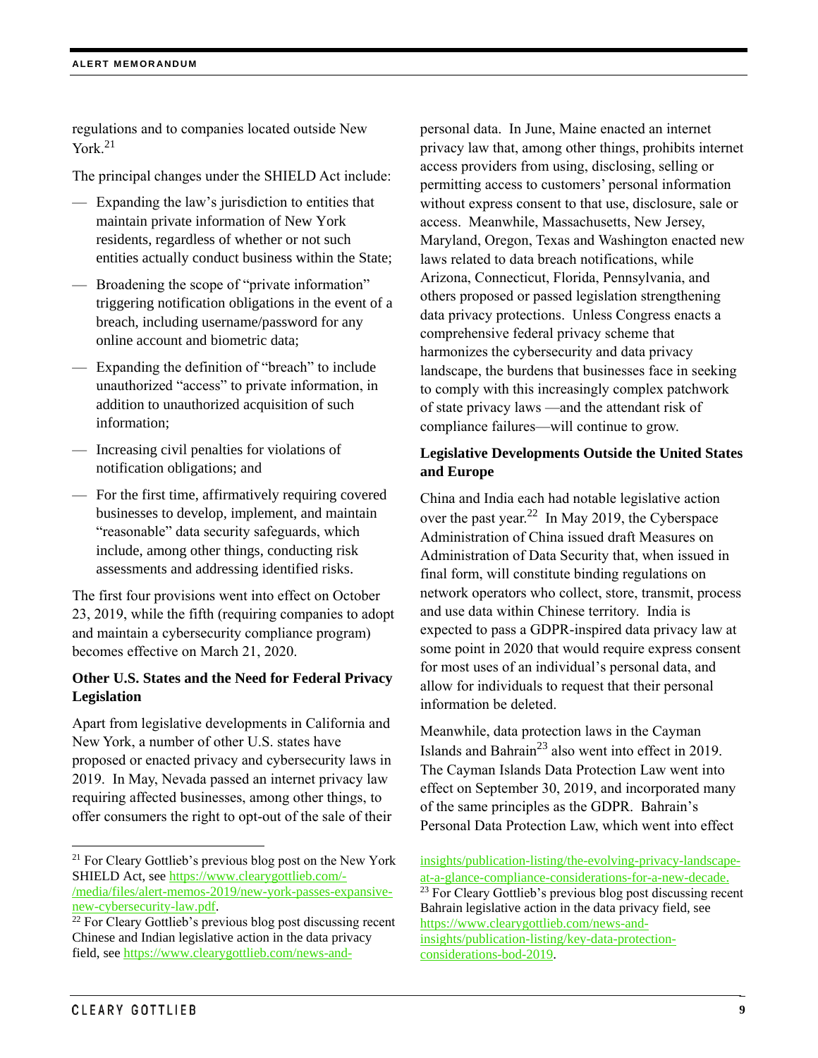regulations and to companies located outside New York.[21]

The principal changes under the SHIELD Act include:

- Expanding the law's jurisdiction to entities that maintain private information of New York residents, regardless of whether or not such entities actually conduct business within the State;
- Broadening the scope of "private information" triggering notification obligations in the event of a breach, including username/password for any online account and biometric data;
- Expanding the definition of "breach" to include unauthorized "access" to private information, in addition to unauthorized acquisition of such information;
- Increasing civil penalties for violations of notification obligations; and
- For the first time, affirmatively requiring covered businesses to develop, implement, and maintain "reasonable" data security safeguards, which include, among other things, conducting risk assessments and addressing identified risks.

The first four provisions went into effect on October 23, 2019, while the fifth (requiring companies to adopt and maintain a cybersecurity compliance program) becomes effective on March 21, 2020.

**Other U.S. States and the Need for Federal Privacy Legislation**

Apart from legislative developments in California and New York, a number of other U.S. states have proposed or enacted privacy and cybersecurity laws in 2019. In May, Nevada passed an internet privacy law requiring affected businesses, among other things, to offer consumers the right to opt-out of the sale of their personal data. In June, Maine enacted an internet privacy law that, among other things, prohibits internet access providers from using, disclosing, selling or permitting access to customers' personal information without express consent to that use, disclosure, sale or access. Meanwhile, Massachusetts, New Jersey, Maryland, Oregon, Texas and Washington enacted new laws related to data breach notifications, while Arizona, Connecticut, Florida, Pennsylvania, and others proposed or passed legislation strengthening data privacy protections. Unless Congress enacts a comprehensive federal privacy scheme that harmonizes the cybersecurity and data privacy landscape, the burdens that businesses face in seeking to comply with this increasingly complex patchwork of state privacy laws —and the attendant risk of compliance failures—will continue to grow.

**Legislative Developments Outside the United States and Europe**

China and India each had notable legislative action over the past year.[22] In May 2019, the Cyberspace Administration of China issued draft Measures on Administration of Data Security that, when issued in final form, will constitute binding regulations on network operators who collect, store, transmit, process and use data within Chinese territory. India is expected to pass a GDPR-inspired data privacy law at some point in 2020 that would require express consent for most uses of an individual's personal data, and allow for individuals to request that their personal information be deleted.

Meanwhile, data protection laws in the Cayman Islands and Bahrain[23] also went into effect in 2019. The Cayman Islands Data Protection Law went into effect on September 30, 2019, and incorporated many of the same principles as the GDPR. Bahrain's Personal Data Protection Law, which went into effect

---

[21] For Cleary Gottlieb's previous blog post on the New York SHIELD Act, see https://www.clearygottlieb.com/-/media/files/alert-memos-2019/new-york-passes-expansive-new-cybersecurity-law.pdf.

[22] For Cleary Gottlieb's previous blog post discussing recent Chinese and Indian legislative action in the data privacy field, see https://www.clearygottlieb.com/news-and-insights/publication-listing/the-evolving-privacy-landscape-at-a-glance-compliance-considerations-for-a-new-decade.

[23] For Cleary Gottlieb's previous blog post discussing recent Bahrain legislative action in the data privacy field, see https://www.clearygottlieb.com/news-and-insights/publication-listing/key-data-protection-considerations-bod-2019.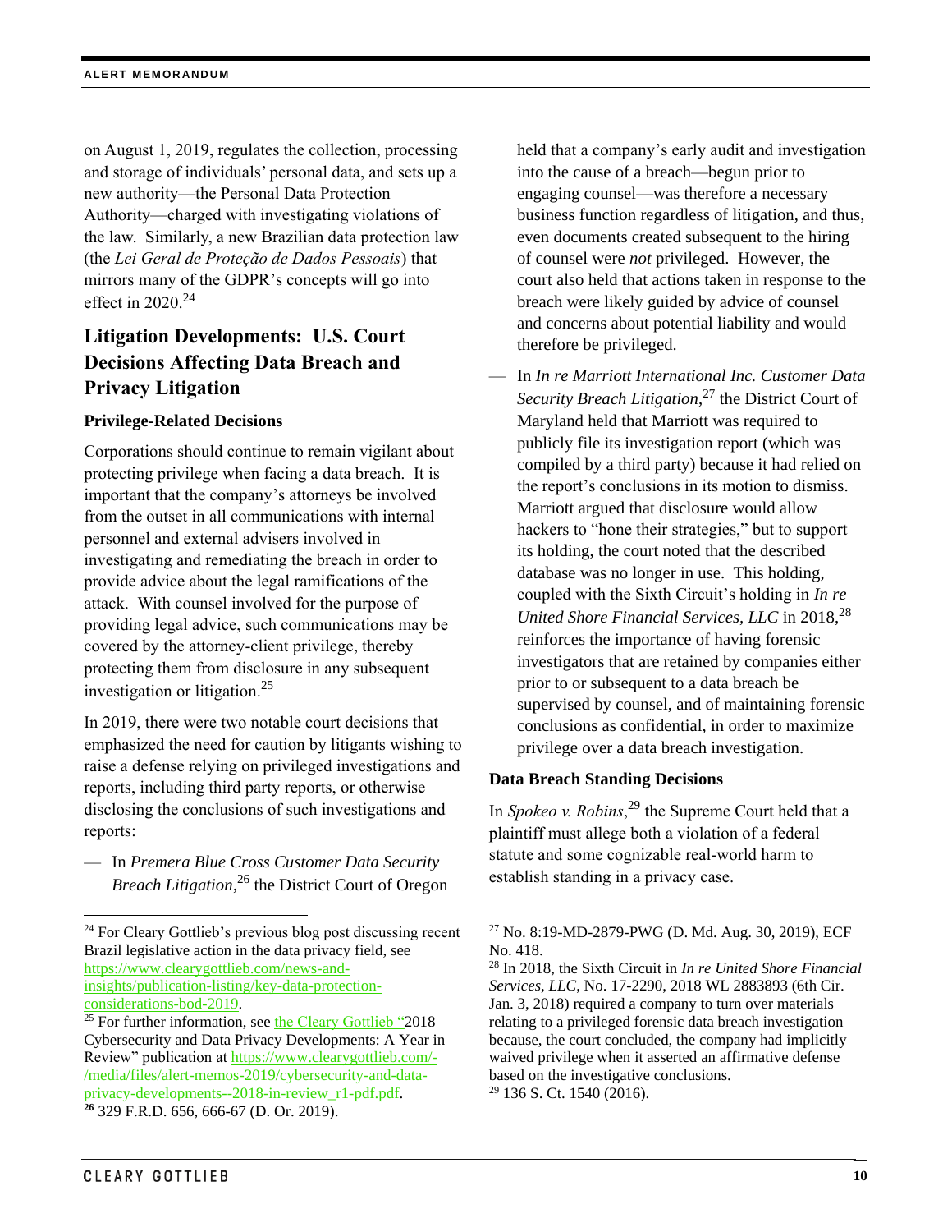on August 1, 2019, regulates the collection, processing and storage of individuals' personal data, and sets up a new authority—the Personal Data Protection Authority—charged with investigating violations of the law. Similarly, a new Brazilian data protection law (the *Lei Geral de Proteção de Dados Pessoais*) that mirrors many of the GDPR's concepts will go into effect in 2020.[24]

## Litigation Developments: U.S. Court Decisions Affecting Data Breach and Privacy Litigation

### Privilege-Related Decisions

Corporations should continue to remain vigilant about protecting privilege when facing a data breach. It is important that the company's attorneys be involved from the outset in all communications with internal personnel and external advisers involved in investigating and remediating the breach in order to provide advice about the legal ramifications of the attack. With counsel involved for the purpose of providing legal advice, such communications may be covered by the attorney-client privilege, thereby protecting them from disclosure in any subsequent investigation or litigation.[25]

In 2019, there were two notable court decisions that emphasized the need for caution by litigants wishing to raise a defense relying on privileged investigations and reports, including third party reports, or otherwise disclosing the conclusions of such investigations and reports:

— In *Premera Blue Cross Customer Data Security Breach Litigation*,[26] the District Court of Oregon held that a company's early audit and investigation into the cause of a breach—begun prior to engaging counsel—was therefore a necessary business function regardless of litigation, and thus, even documents created subsequent to the hiring of counsel were *not* privileged. However, the court also held that actions taken in response to the breach were likely guided by advice of counsel and concerns about potential liability and would therefore be privileged.

— In *In re Marriott International Inc. Customer Data Security Breach Litigation*,[27] the District Court of Maryland held that Marriott was required to publicly file its investigation report (which was compiled by a third party) because it had relied on the report's conclusions in its motion to dismiss. Marriott argued that disclosure would allow hackers to "hone their strategies," but to support its holding, the court noted that the described database was no longer in use. This holding, coupled with the Sixth Circuit's holding in *In re United Shore Financial Services, LLC* in 2018,[28] reinforces the importance of having forensic investigators that are retained by companies either prior to or subsequent to a data breach be supervised by counsel, and of maintaining forensic conclusions as confidential, in order to maximize privilege over a data breach investigation.

### Data Breach Standing Decisions

In *Spokeo v. Robins*,[29] the Supreme Court held that a plaintiff must allege both a violation of a federal statute and some cognizable real-world harm to establish standing in a privacy case.

---

[24] For Cleary Gottlieb's previous blog post discussing recent Brazil legislative action in the data privacy field, see https://www.clearygottlieb.com/news-and-insights/publication-listing/key-data-protection-considerations-bod-2019.

[25] For further information, see the Cleary Gottlieb "2018 Cybersecurity and Data Privacy Developments: A Year in Review" publication at https://www.clearygottlieb.com/-/media/files/alert-memos-2019/cybersecurity-and-data-privacy-developments--2018-in-review_r1-pdf.pdf.

[26] 329 F.R.D. 656, 666-67 (D. Or. 2019).

[27] No. 8:19-MD-2879-PWG (D. Md. Aug. 30, 2019), ECF No. 418.

[28] In 2018, the Sixth Circuit in *In re United Shore Financial Services, LLC*, No. 17-2290, 2018 WL 2883893 (6th Cir. Jan. 3, 2018) required a company to turn over materials relating to a privileged forensic data breach investigation because, the court concluded, the company had implicitly waived privilege when it asserted an affirmative defense based on the investigative conclusions.

[29] 136 S. Ct. 1540 (2016).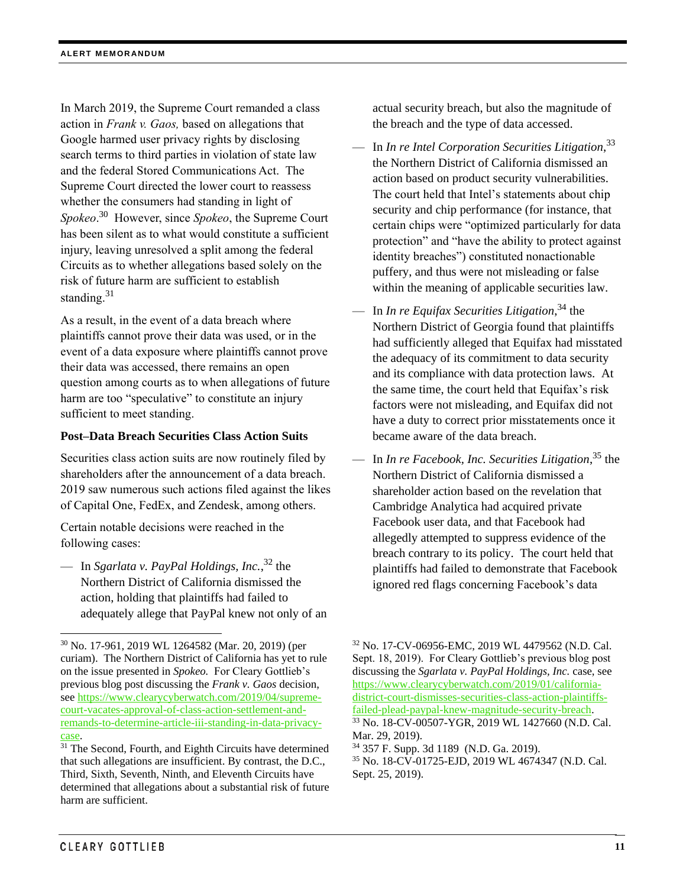In March 2019, the Supreme Court remanded a class action in *Frank v. Gaos,* based on allegations that Google harmed user privacy rights by disclosing search terms to third parties in violation of state law and the federal Stored Communications Act. The Supreme Court directed the lower court to reassess whether the consumers had standing in light of *Spokeo*.[30] However, since *Spokeo*, the Supreme Court has been silent as to what would constitute a sufficient injury, leaving unresolved a split among the federal Circuits as to whether allegations based solely on the risk of future harm are sufficient to establish standing.[31]

As a result, in the event of a data breach where plaintiffs cannot prove their data was used, or in the event of a data exposure where plaintiffs cannot prove their data was accessed, there remains an open question among courts as to when allegations of future harm are too "speculative" to constitute an injury sufficient to meet standing.

**Post–Data Breach Securities Class Action Suits**

Securities class action suits are now routinely filed by shareholders after the announcement of a data breach. 2019 saw numerous such actions filed against the likes of Capital One, FedEx, and Zendesk, among others.

Certain notable decisions were reached in the following cases:

— In *Sgarlata v. PayPal Holdings, Inc.*,[32] the Northern District of California dismissed the action, holding that plaintiffs had failed to adequately allege that PayPal knew not only of an actual security breach, but also the magnitude of the breach and the type of data accessed.

— In *In re Intel Corporation Securities Litigation*,[33] the Northern District of California dismissed an action based on product security vulnerabilities. The court held that Intel's statements about chip security and chip performance (for instance, that certain chips were "optimized particularly for data protection" and "have the ability to protect against identity breaches") constituted nonactionable puffery, and thus were not misleading or false within the meaning of applicable securities law.

— In *In re Equifax Securities Litigation*,[34] the Northern District of Georgia found that plaintiffs had sufficiently alleged that Equifax had misstated the adequacy of its commitment to data security and its compliance with data protection laws. At the same time, the court held that Equifax's risk factors were not misleading, and Equifax did not have a duty to correct prior misstatements once it became aware of the data breach.

— In *In re Facebook, Inc. Securities Litigation*,[35] the Northern District of California dismissed a shareholder action based on the revelation that Cambridge Analytica had acquired private Facebook user data, and that Facebook had allegedly attempted to suppress evidence of the breach contrary to its policy. The court held that plaintiffs had failed to demonstrate that Facebook ignored red flags concerning Facebook's data

---

[30] No. 17-961, 2019 WL 1264582 (Mar. 20, 2019) (per curiam). The Northern District of California has yet to rule on the issue presented in *Spokeo.* For Cleary Gottlieb's previous blog post discussing the *Frank v. Gaos* decision, see https://www.clearycyberwatch.com/2019/04/supreme-court-vacates-approval-of-class-action-settlement-and-remands-to-determine-article-iii-standing-in-data-privacy-case.

[31] The Second, Fourth, and Eighth Circuits have determined that such allegations are insufficient. By contrast, the D.C., Third, Sixth, Seventh, Ninth, and Eleventh Circuits have determined that allegations about a substantial risk of future harm are sufficient.

[32] No. 17-CV-06956-EMC, 2019 WL 4479562 (N.D. Cal. Sept. 18, 2019). For Cleary Gottlieb's previous blog post discussing the *Sgarlata v. PayPal Holdings, Inc.* case, see https://www.clearycyberwatch.com/2019/01/california-district-court-dismisses-securities-class-action-plaintiffs-failed-plead-paypal-knew-magnitude-security-breach.

[33] No. 18-CV-00507-YGR, 2019 WL 1427660 (N.D. Cal. Mar. 29, 2019).

[34] 357 F. Supp. 3d 1189 (N.D. Ga. 2019).

[35] No. 18-CV-01725-EJD, 2019 WL 4674347 (N.D. Cal. Sept. 25, 2019).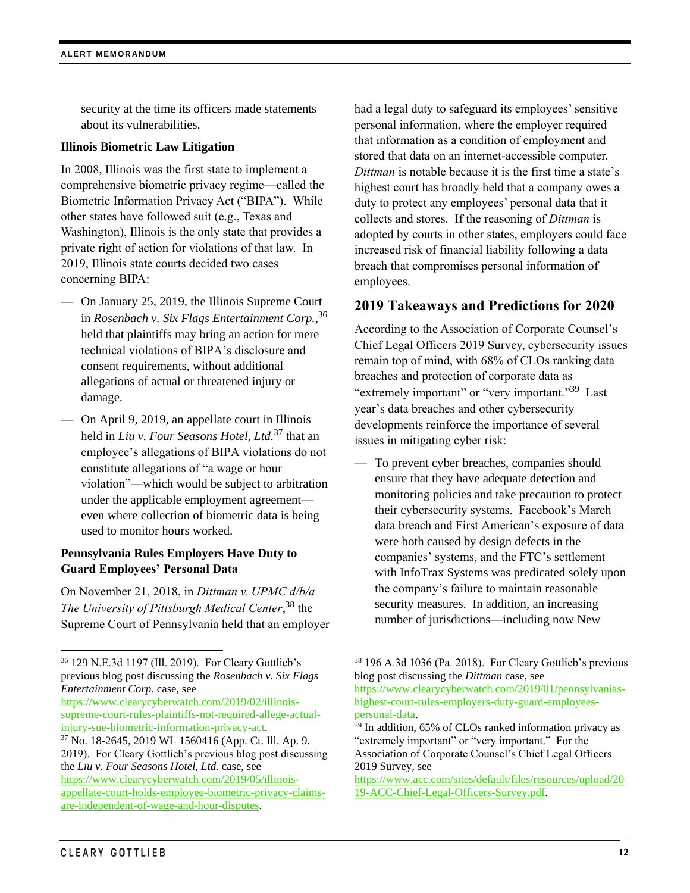security at the time its officers made statements about its vulnerabilities.

**Illinois Biometric Law Litigation**

In 2008, Illinois was the first state to implement a comprehensive biometric privacy regime—called the Biometric Information Privacy Act ("BIPA"). While other states have followed suit (e.g., Texas and Washington), Illinois is the only state that provides a private right of action for violations of that law. In 2019, Illinois state courts decided two cases concerning BIPA:

— On January 25, 2019, the Illinois Supreme Court in *Rosenbach v. Six Flags Entertainment Corp.*,[36] held that plaintiffs may bring an action for mere technical violations of BIPA's disclosure and consent requirements, without additional allegations of actual or threatened injury or damage.

— On April 9, 2019, an appellate court in Illinois held in *Liu v. Four Seasons Hotel, Ltd.*[37] that an employee's allegations of BIPA violations do not constitute allegations of "a wage or hour violation"—which would be subject to arbitration under the applicable employment agreement—even where collection of biometric data is being used to monitor hours worked.

**Pennsylvania Rules Employers Have Duty to Guard Employees' Personal Data**

On November 21, 2018, in *Dittman v. UPMC d/b/a The University of Pittsburgh Medical Center*,[38] the Supreme Court of Pennsylvania held that an employer had a legal duty to safeguard its employees' sensitive personal information, where the employer required that information as a condition of employment and stored that data on an internet-accessible computer. *Dittman* is notable because it is the first time a state's highest court has broadly held that a company owes a duty to protect any employees' personal data that it collects and stores. If the reasoning of *Dittman* is adopted by courts in other states, employers could face increased risk of financial liability following a data breach that compromises personal information of employees.

## 2019 Takeaways and Predictions for 2020

According to the Association of Corporate Counsel's Chief Legal Officers 2019 Survey, cybersecurity issues remain top of mind, with 68% of CLOs ranking data breaches and protection of corporate data as "extremely important" or "very important."[39] Last year's data breaches and other cybersecurity developments reinforce the importance of several issues in mitigating cyber risk:

— To prevent cyber breaches, companies should ensure that they have adequate detection and monitoring policies and take precaution to protect their cybersecurity systems. Facebook's March data breach and First American's exposure of data were both caused by design defects in the companies' systems, and the FTC's settlement with InfoTrax Systems was predicated solely upon the company's failure to maintain reasonable security measures. In addition, an increasing number of jurisdictions—including now New

---

[36] 129 N.E.3d 1197 (Ill. 2019). For Cleary Gottlieb's previous blog post discussing the *Rosenbach v. Six Flags Entertainment Corp.* case, see https://www.clearycyberwatch.com/2019/02/illinois-supreme-court-rules-plaintiffs-not-required-allege-actual-injury-sue-biometric-information-privacy-act.

[37] No. 18-2645, 2019 WL 1560416 (App. Ct. Ill. Ap. 9. 2019). For Cleary Gottlieb's previous blog post discussing the *Liu v. Four Seasons Hotel, Ltd.* case, see https://www.clearycyberwatch.com/2019/05/illinois-appellate-court-holds-employee-biometric-privacy-claims-are-independent-of-wage-and-hour-disputes.

[38] 196 A.3d 1036 (Pa. 2018). For Cleary Gottlieb's previous blog post discussing the *Dittman* case, see https://www.clearycyberwatch.com/2019/01/pennsylvanias-highest-court-rules-employers-duty-guard-employees-personal-data.

[39] In addition, 65% of CLOs ranked information privacy as "extremely important" or "very important." For the Association of Corporate Counsel's Chief Legal Officers 2019 Survey, see https://www.acc.com/sites/default/files/resources/upload/2019-ACC-Chief-Legal-Officers-Survey.pdf.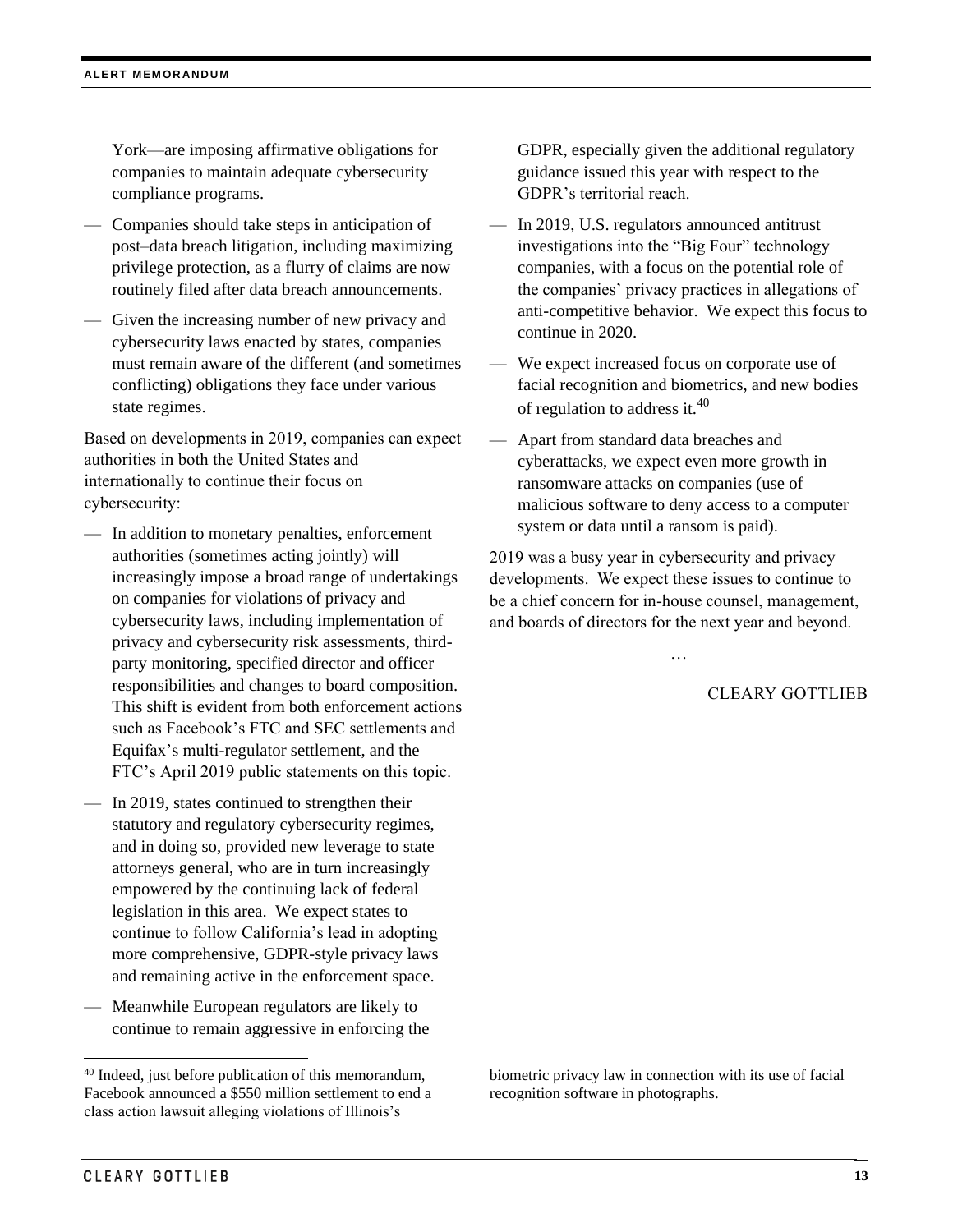York—are imposing affirmative obligations for companies to maintain adequate cybersecurity compliance programs.

- Companies should take steps in anticipation of post–data breach litigation, including maximizing privilege protection, as a flurry of claims are now routinely filed after data breach announcements.
- Given the increasing number of new privacy and cybersecurity laws enacted by states, companies must remain aware of the different (and sometimes conflicting) obligations they face under various state regimes.

Based on developments in 2019, companies can expect authorities in both the United States and internationally to continue their focus on cybersecurity:

- In addition to monetary penalties, enforcement authorities (sometimes acting jointly) will increasingly impose a broad range of undertakings on companies for violations of privacy and cybersecurity laws, including implementation of privacy and cybersecurity risk assessments, third-party monitoring, specified director and officer responsibilities and changes to board composition. This shift is evident from both enforcement actions such as Facebook's FTC and SEC settlements and Equifax's multi-regulator settlement, and the FTC's April 2019 public statements on this topic.
- In 2019, states continued to strengthen their statutory and regulatory cybersecurity regimes, and in doing so, provided new leverage to state attorneys general, who are in turn increasingly empowered by the continuing lack of federal legislation in this area. We expect states to continue to follow California's lead in adopting more comprehensive, GDPR-style privacy laws and remaining active in the enforcement space.
- Meanwhile European regulators are likely to continue to remain aggressive in enforcing the GDPR, especially given the additional regulatory guidance issued this year with respect to the GDPR's territorial reach.
- In 2019, U.S. regulators announced antitrust investigations into the "Big Four" technology companies, with a focus on the potential role of the companies' privacy practices in allegations of anti-competitive behavior. We expect this focus to continue in 2020.
- We expect increased focus on corporate use of facial recognition and biometrics, and new bodies of regulation to address it.[40]
- Apart from standard data breaches and cyberattacks, we expect even more growth in ransomware attacks on companies (use of malicious software to deny access to a computer system or data until a ransom is paid).

2019 was a busy year in cybersecurity and privacy developments. We expect these issues to continue to be a chief concern for in-house counsel, management, and boards of directors for the next year and beyond.

…

CLEARY GOTTLIEB

[40] Indeed, just before publication of this memorandum, Facebook announced a $550 million settlement to end a class action lawsuit alleging violations of Illinois's biometric privacy law in connection with its use of facial recognition software in photographs.